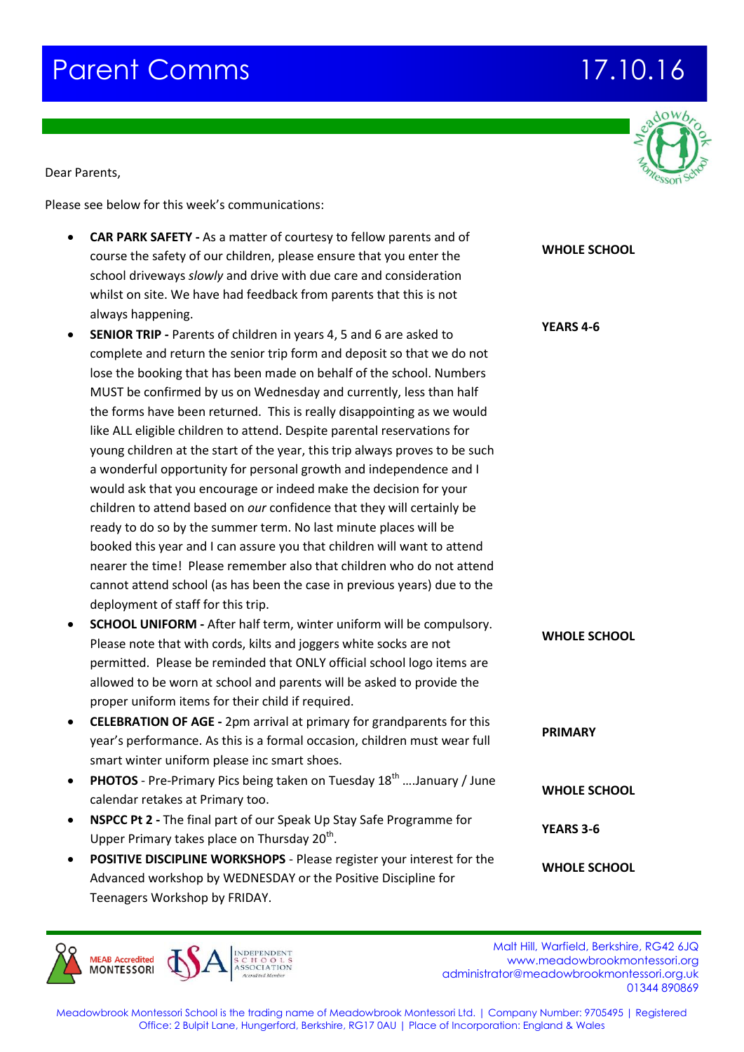# Parent Comms 17.10.16

Dear Parents,

Please see below for this week's communications:

- **CAR PARK SAFETY -** As a matter of courtesy to fellow parents and of course the safety of our children, please ensure that you enter the school driveways *slowly* and drive with due care and consideration whilst on site. We have had feedback from parents that this is not always happening. **WHOLE SCHOOL**
- **SENIOR TRIP -** Parents of children in years 4, 5 and 6 are asked to complete and return the senior trip form and deposit so that we do not lose the booking that has been made on behalf of the school. Numbers MUST be confirmed by us on Wednesday and currently, less than half the forms have been returned. This is really disappointing as we would like ALL eligible children to attend. Despite parental reservations for young children at the start of the year, this trip always proves to be such a wonderful opportunity for personal growth and independence and I would ask that you encourage or indeed make the decision for your children to attend based on *our* confidence that they will certainly be ready to do so by the summer term. No last minute places will be booked this year and I can assure you that children will want to attend nearer the time! Please remember also that children who do not attend cannot attend school (as has been the case in previous years) due to the deployment of staff for this trip. **YEARS 4-6**
- **SCHOOL UNIFORM -** After half term, winter uniform will be compulsory. Please note that with cords, kilts and joggers white socks are not permitted. Please be reminded that ONLY official school logo items are allowed to be worn at school and parents will be asked to provide the proper uniform items for their child if required. **WHOLE SCHOOL**
- **CELEBRATION OF AGE -** 2pm arrival at primary for grandparents for this year's performance. As this is a formal occasion, children must wear full smart winter uniform please inc smart shoes. **PRIMARY**
- **PHOTOS** - Pre-Primary Pics being taken on Tuesday 18th ….January / June calendar retakes at Primary too. **WHOLE SCHOOL**
- **NSPCC Pt 2 -** The final part of our Speak Up Stay Safe Programme for Upper Primary takes place on Thursday 20th. **YEARS 3-6**
- **POSITIVE DISCIPLINE WORKSHOPS** - Please register your interest for the Advanced workshop by WEDNESDAY or the Positive Discipline for Teenagers Workshop by FRIDAY. **WHOLE SCHOOL**

MEAB Accredited MONTESSORI | ISA Independent Schools Association Accredited Member

Malt Hill, Warfield, Berkshire, RG42 6JQ
www.meadowbrookmontessori.org
administrator@meadowbrookmontessori.org.uk
01344 890869

Meadowbrook Montessori School is the trading name of Meadowbrook Montessori Ltd. | Company Number: 9705495 | Registered Office: 2 Bulpit Lane, Hungerford, Berkshire, RG17 0AU | Place of Incorporation: England & Wales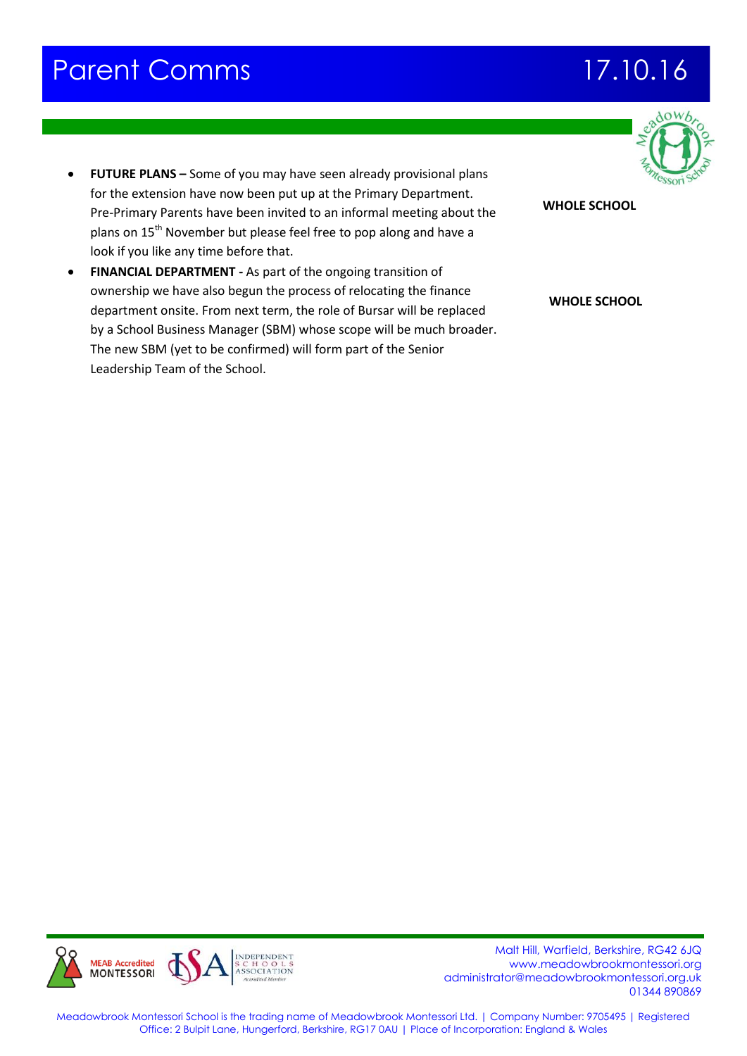- **FUTURE PLANS –** Some of you may have seen already provisional plans for the extension have now been put up at the Primary Department. Pre-Primary Parents have been invited to an informal meeting about the plans on 15th November but please feel free to pop along and have a look if you like any time before that.

  **WHOLE SCHOOL**

- **FINANCIAL DEPARTMENT -** As part of the ongoing transition of ownership we have also begun the process of relocating the finance department onsite. From next term, the role of Bursar will be replaced by a School Business Manager (SBM) whose scope will be much broader. The new SBM (yet to be confirmed) will form part of the Senior Leadership Team of the School.

  **WHOLE SCHOOL**

Malt Hill, Warfield, Berkshire, RG42 6JQ
www.meadowbrookmontessori.org
administrator@meadowbrookmontessori.org.uk
01344 890869

Meadowbrook Montessori School is the trading name of Meadowbrook Montessori Ltd. | Company Number: 9705495 | Registered Office: 2 Bulpit Lane, Hungerford, Berkshire, RG17 0AU | Place of Incorporation: England & Wales